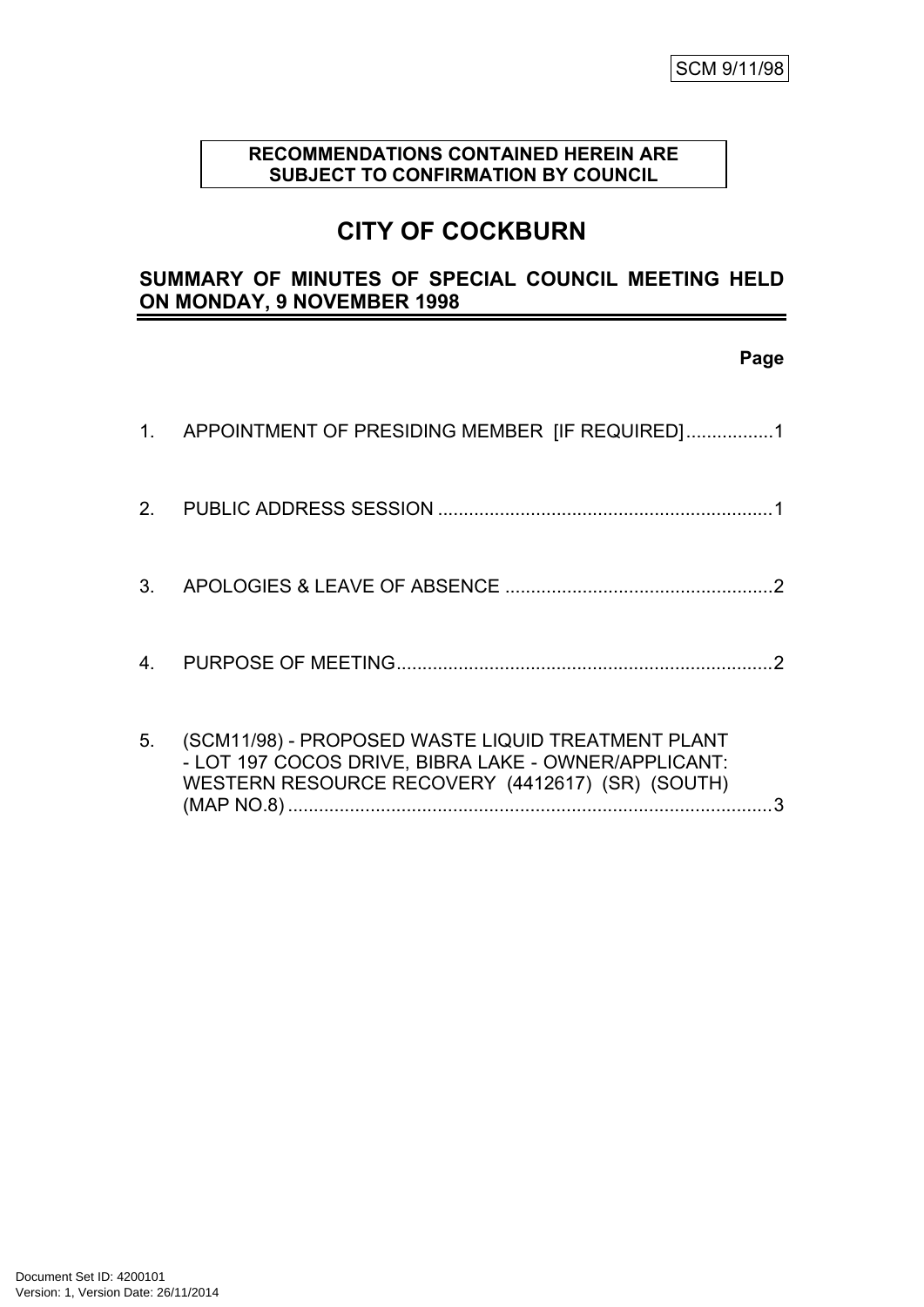SCM 9/11/98

**RECOMMENDATIONS CONTAINED HEREIN ARE SUBJECT TO CONFIRMATION BY COUNCIL**

# CITY OF COCKBURN

## SUMMARY OF MINUTES OF SPECIAL COUNCIL MEETING HELD ON MONDAY, 9 NOVEMBER 1998

**Page**

1. APPOINTMENT OF PRESIDING MEMBER [IF REQUIRED] ................. 1

2. PUBLIC ADDRESS SESSION ................................................................. 1

3. APOLOGIES & LEAVE OF ABSENCE .................................................... 2

4. PURPOSE OF MEETING.......................................................................... 2

5. (SCM11/98) - PROPOSED WASTE LIQUID TREATMENT PLANT - LOT 197 COCOS DRIVE, BIBRA LAKE - OWNER/APPLICANT: WESTERN RESOURCE RECOVERY (4412617) (SR) (SOUTH) (MAP NO.8) ............................................................................................. 3

Document Set ID: 4200101
Version: 1, Version Date: 26/11/2014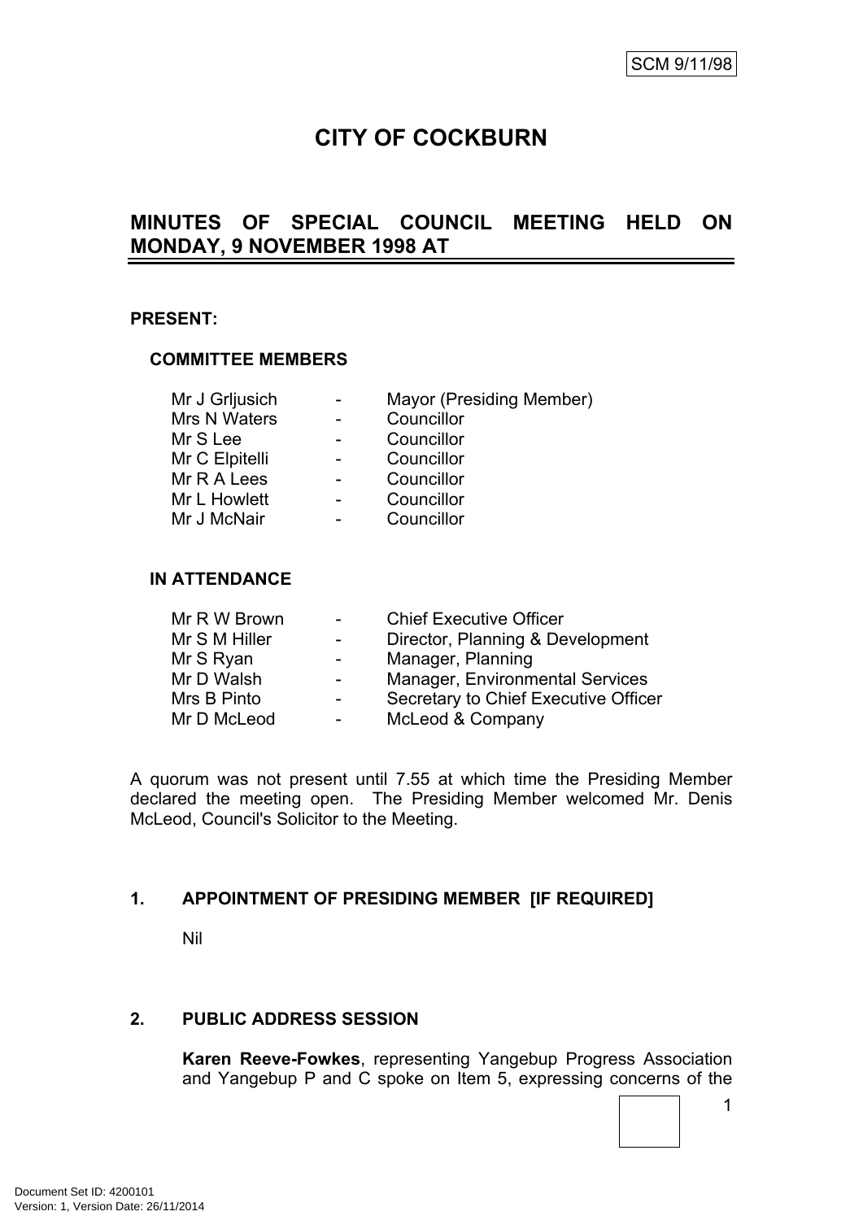SCM 9/11/98

# CITY OF COCKBURN

## MINUTES OF SPECIAL COUNCIL MEETING HELD ON MONDAY, 9 NOVEMBER 1998 AT

**PRESENT:**

**COMMITTEE MEMBERS**

| | | |
|---|---|---|
| Mr J Grljusich | - | Mayor (Presiding Member) |
| Mrs N Waters | - | Councillor |
| Mr S Lee | - | Councillor |
| Mr C Elpitelli | - | Councillor |
| Mr R A Lees | - | Councillor |
| Mr L Howlett | - | Councillor |
| Mr J McNair | - | Councillor |

**IN ATTENDANCE**

| | | |
|---|---|---|
| Mr R W Brown | - | Chief Executive Officer |
| Mr S M Hiller | - | Director, Planning & Development |
| Mr S Ryan | - | Manager, Planning |
| Mr D Walsh | - | Manager, Environmental Services |
| Mrs B Pinto | - | Secretary to Chief Executive Officer |
| Mr D McLeod | - | McLeod & Company |

A quorum was not present until 7.55 at which time the Presiding Member declared the meeting open. The Presiding Member welcomed Mr. Denis McLeod, Council's Solicitor to the Meeting.

**1. APPOINTMENT OF PRESIDING MEMBER [IF REQUIRED]**

Nil

**2. PUBLIC ADDRESS SESSION**

**Karen Reeve-Fowkes**, representing Yangebup Progress Association and Yangebup P and C spoke on Item 5, expressing concerns of the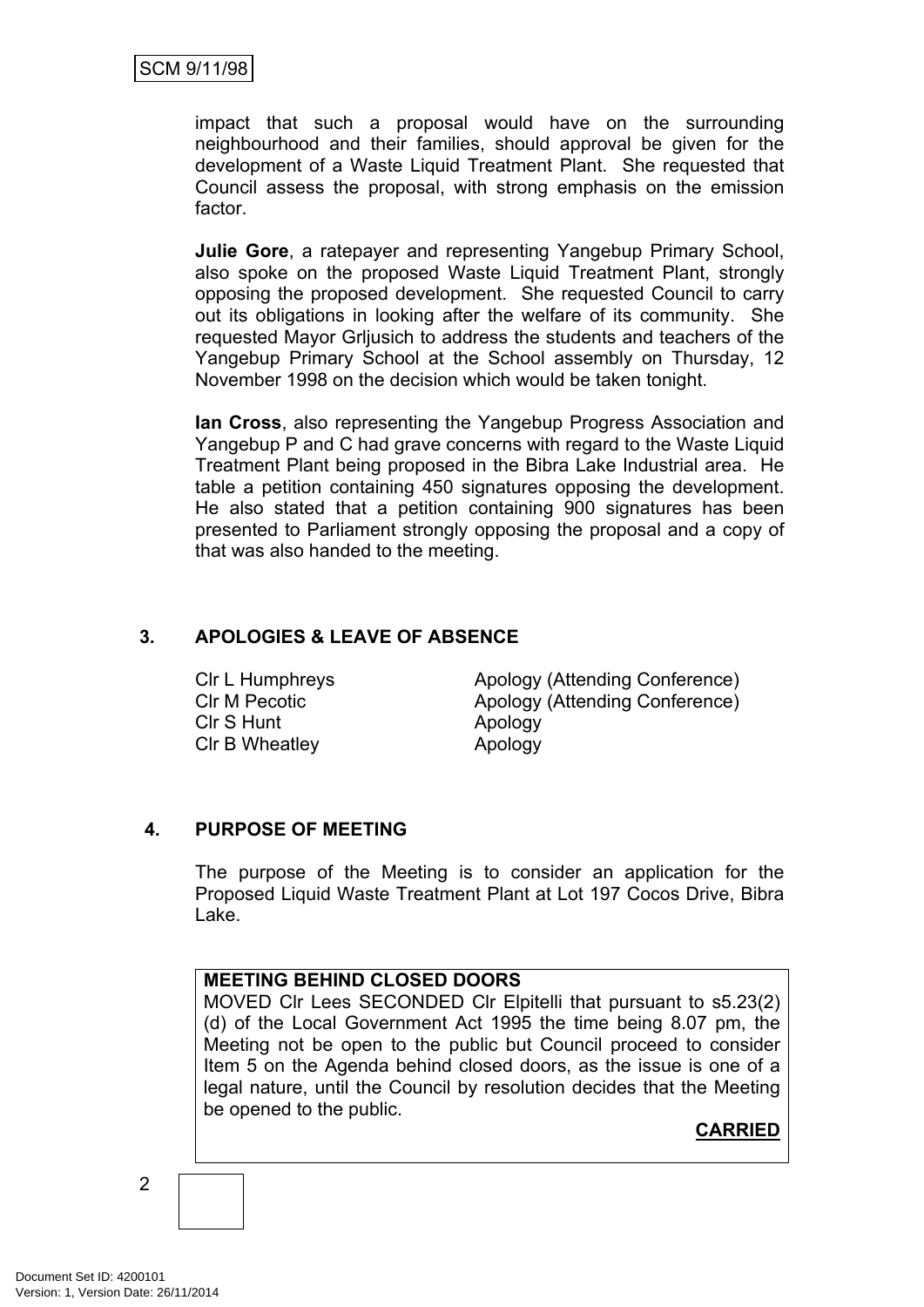impact that such a proposal would have on the surrounding neighbourhood and their families, should approval be given for the development of a Waste Liquid Treatment Plant. She requested that Council assess the proposal, with strong emphasis on the emission factor.

**Julie Gore**, a ratepayer and representing Yangebup Primary School, also spoke on the proposed Waste Liquid Treatment Plant, strongly opposing the proposed development. She requested Council to carry out its obligations in looking after the welfare of its community. She requested Mayor Grljusich to address the students and teachers of the Yangebup Primary School at the School assembly on Thursday, 12 November 1998 on the decision which would be taken tonight.

**Ian Cross**, also representing the Yangebup Progress Association and Yangebup P and C had grave concerns with regard to the Waste Liquid Treatment Plant being proposed in the Bibra Lake Industrial area. He table a petition containing 450 signatures opposing the development. He also stated that a petition containing 900 signatures has been presented to Parliament strongly opposing the proposal and a copy of that was also handed to the meeting.

## 3. APOLOGIES & LEAVE OF ABSENCE

| | |
|---|---|
| Clr L Humphreys | Apology (Attending Conference) |
| Clr M Pecotic | Apology (Attending Conference) |
| Clr S Hunt | Apology |
| Clr B Wheatley | Apology |

## 4. PURPOSE OF MEETING

The purpose of the Meeting is to consider an application for the Proposed Liquid Waste Treatment Plant at Lot 197 Cocos Drive, Bibra Lake.

**MEETING BEHIND CLOSED DOORS**

MOVED Clr Lees SECONDED Clr Elpitelli that pursuant to s5.23(2)(d) of the Local Government Act 1995 the time being 8.07 pm, the Meeting not be open to the public but Council proceed to consider Item 5 on the Agenda behind closed doors, as the issue is one of a legal nature, until the Council by resolution decides that the Meeting be opened to the public.

**CARRIED**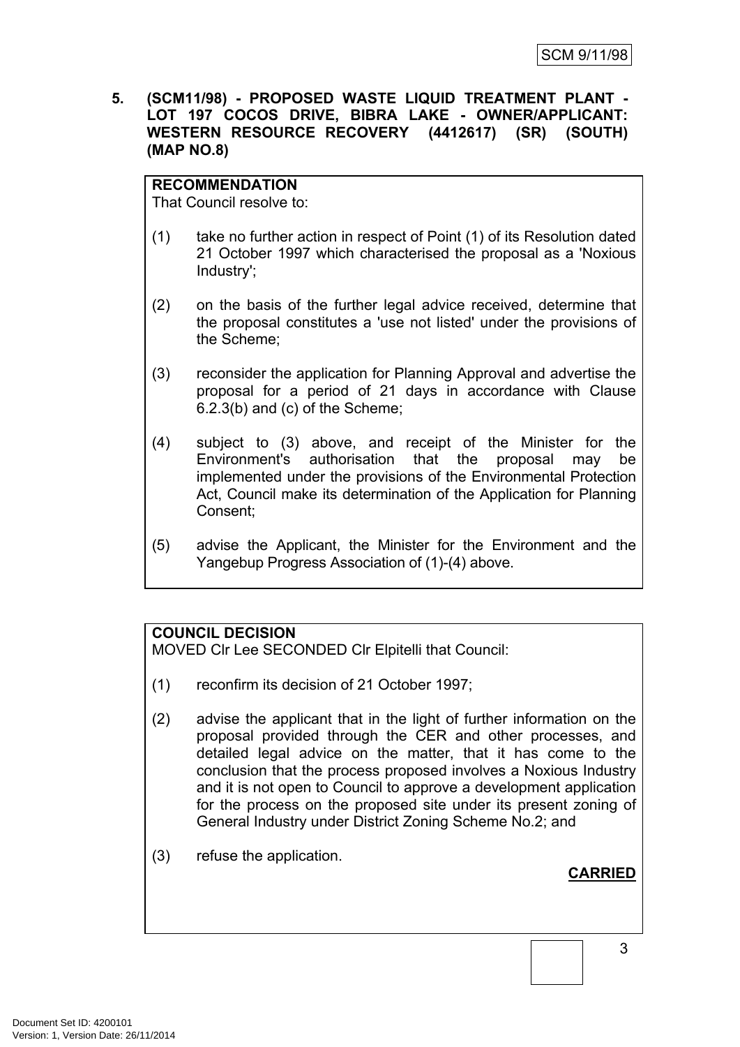**5. (SCM11/98) - PROPOSED WASTE LIQUID TREATMENT PLANT - LOT 197 COCOS DRIVE, BIBRA LAKE - OWNER/APPLICANT: WESTERN RESOURCE RECOVERY (4412617) (SR) (SOUTH) (MAP NO.8)**

**RECOMMENDATION**

That Council resolve to:

(1) take no further action in respect of Point (1) of its Resolution dated 21 October 1997 which characterised the proposal as a 'Noxious Industry';

(2) on the basis of the further legal advice received, determine that the proposal constitutes a 'use not listed' under the provisions of the Scheme;

(3) reconsider the application for Planning Approval and advertise the proposal for a period of 21 days in accordance with Clause 6.2.3(b) and (c) of the Scheme;

(4) subject to (3) above, and receipt of the Minister for the Environment's authorisation that the proposal may be implemented under the provisions of the Environmental Protection Act, Council make its determination of the Application for Planning Consent;

(5) advise the Applicant, the Minister for the Environment and the Yangebup Progress Association of (1)-(4) above.

**COUNCIL DECISION**

MOVED Clr Lee SECONDED Clr Elpitelli that Council:

(1) reconfirm its decision of 21 October 1997;

(2) advise the applicant that in the light of further information on the proposal provided through the CER and other processes, and detailed legal advice on the matter, that it has come to the conclusion that the process proposed involves a Noxious Industry and it is not open to Council to approve a development application for the process on the proposed site under its present zoning of General Industry under District Zoning Scheme No.2; and

(3) refuse the application.

**CARRIED**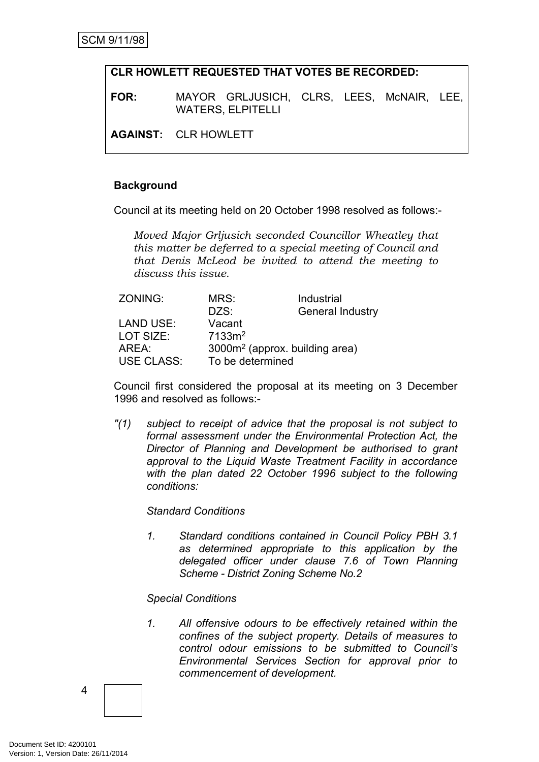**CLR HOWLETT REQUESTED THAT VOTES BE RECORDED:**

**FOR:** MAYOR GRLJUSICH, CLRS, LEES, McNAIR, LEE, WATERS, ELPITELLI

**AGAINST:** CLR HOWLETT

**Background**

Council at its meeting held on 20 October 1998 resolved as follows:-

> *Moved Major Grljusich seconded Councillor Wheatley that this matter be deferred to a special meeting of Council and that Denis McLeod be invited to attend the meeting to discuss this issue.*

| | | |
|---|---|---|
| ZONING: | MRS: | Industrial |
| | DZS: | General Industry |
| LAND USE: | Vacant | |
| LOT SIZE: | 7133m$^2$ | |
| AREA: | 3000m$^2$ (approx. building area) | |
| USE CLASS: | To be determined | |

Council first considered the proposal at its meeting on 3 December 1996 and resolved as follows:-

*"(1) subject to receipt of advice that the proposal is not subject to formal assessment under the Environmental Protection Act, the Director of Planning and Development be authorised to grant approval to the Liquid Waste Treatment Facility in accordance with the plan dated 22 October 1996 subject to the following conditions:*

*Standard Conditions*

*1. Standard conditions contained in Council Policy PBH 3.1 as determined appropriate to this application by the delegated officer under clause 7.6 of Town Planning Scheme - District Zoning Scheme No.2*

*Special Conditions*

*1. All offensive odours to be effectively retained within the confines of the subject property. Details of measures to control odour emissions to be submitted to Council's Environmental Services Section for approval prior to commencement of development.*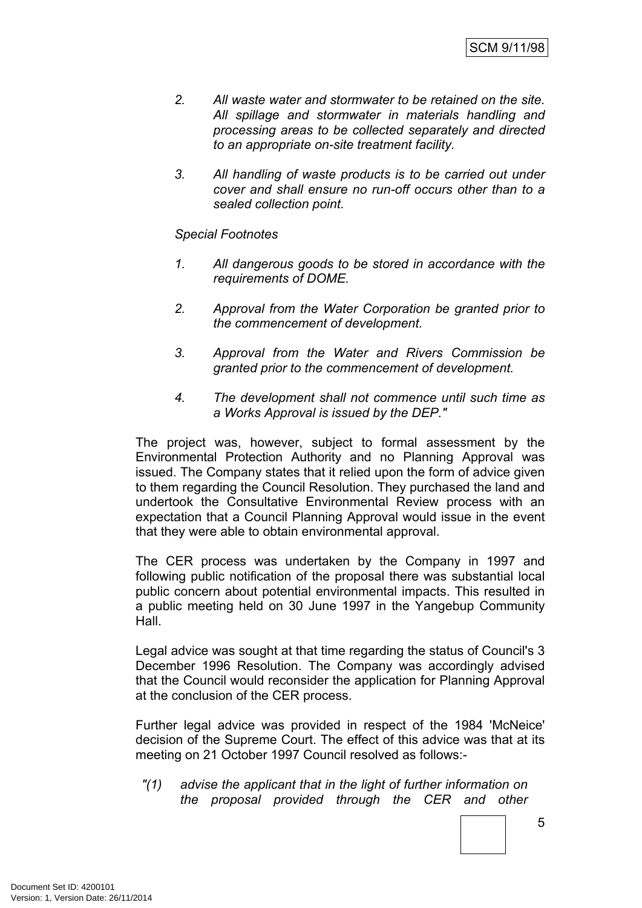2. *All waste water and stormwater to be retained on the site. All spillage and stormwater in materials handling and processing areas to be collected separately and directed to an appropriate on-site treatment facility.*

3. *All handling of waste products is to be carried out under cover and shall ensure no run-off occurs other than to a sealed collection point.*

*Special Footnotes*

1. *All dangerous goods to be stored in accordance with the requirements of DOME.*

2. *Approval from the Water Corporation be granted prior to the commencement of development.*

3. *Approval from the Water and Rivers Commission be granted prior to the commencement of development.*

4. *The development shall not commence until such time as a Works Approval is issued by the DEP."*

The project was, however, subject to formal assessment by the Environmental Protection Authority and no Planning Approval was issued. The Company states that it relied upon the form of advice given to them regarding the Council Resolution. They purchased the land and undertook the Consultative Environmental Review process with an expectation that a Council Planning Approval would issue in the event that they were able to obtain environmental approval.

The CER process was undertaken by the Company in 1997 and following public notification of the proposal there was substantial local public concern about potential environmental impacts. This resulted in a public meeting held on 30 June 1997 in the Yangebup Community Hall.

Legal advice was sought at that time regarding the status of Council's 3 December 1996 Resolution. The Company was accordingly advised that the Council would reconsider the application for Planning Approval at the conclusion of the CER process.

Further legal advice was provided in respect of the 1984 'McNeice' decision of the Supreme Court. The effect of this advice was that at its meeting on 21 October 1997 Council resolved as follows:-

*"(1) advise the applicant that in the light of further information on the proposal provided through the CER and other*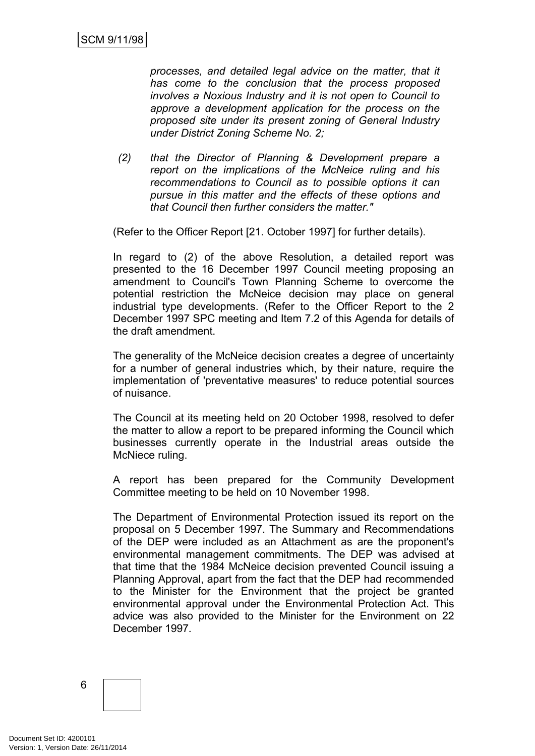*processes, and detailed legal advice on the matter, that it has come to the conclusion that the process proposed involves a Noxious Industry and it is not open to Council to approve a development application for the process on the proposed site under its present zoning of General Industry under District Zoning Scheme No. 2;*

*(2) that the Director of Planning & Development prepare a report on the implications of the McNeice ruling and his recommendations to Council as to possible options it can pursue in this matter and the effects of these options and that Council then further considers the matter."*

(Refer to the Officer Report [21. October 1997] for further details).

In regard to (2) of the above Resolution, a detailed report was presented to the 16 December 1997 Council meeting proposing an amendment to Council's Town Planning Scheme to overcome the potential restriction the McNeice decision may place on general industrial type developments. (Refer to the Officer Report to the 2 December 1997 SPC meeting and Item 7.2 of this Agenda for details of the draft amendment.

The generality of the McNeice decision creates a degree of uncertainty for a number of general industries which, by their nature, require the implementation of 'preventative measures' to reduce potential sources of nuisance.

The Council at its meeting held on 20 October 1998, resolved to defer the matter to allow a report to be prepared informing the Council which businesses currently operate in the Industrial areas outside the McNiece ruling.

A report has been prepared for the Community Development Committee meeting to be held on 10 November 1998.

The Department of Environmental Protection issued its report on the proposal on 5 December 1997. The Summary and Recommendations of the DEP were included as an Attachment as are the proponent's environmental management commitments. The DEP was advised at that time that the 1984 McNeice decision prevented Council issuing a Planning Approval, apart from the fact that the DEP had recommended to the Minister for the Environment that the project be granted environmental approval under the Environmental Protection Act. This advice was also provided to the Minister for the Environment on 22 December 1997.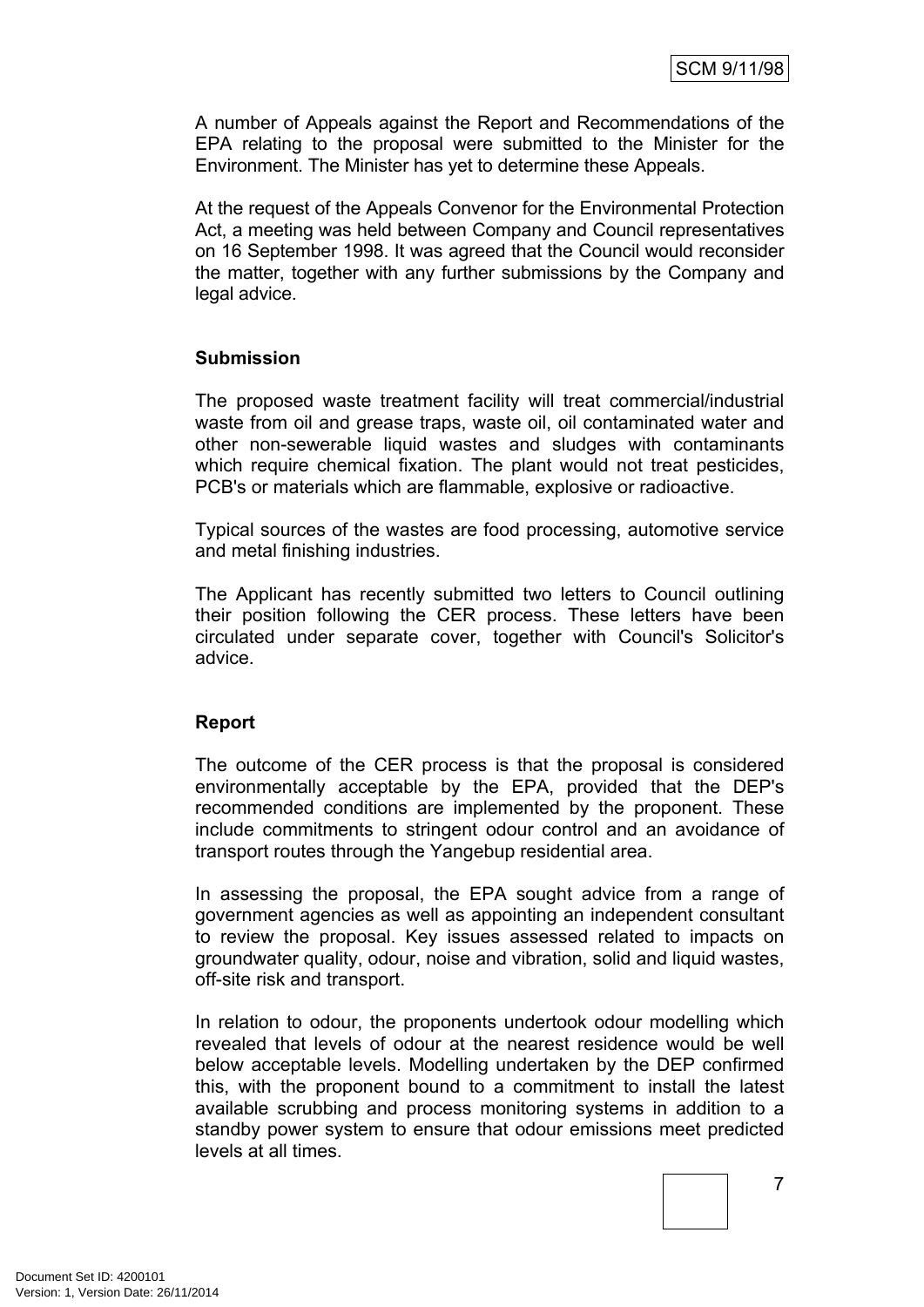A number of Appeals against the Report and Recommendations of the EPA relating to the proposal were submitted to the Minister for the Environment. The Minister has yet to determine these Appeals.

At the request of the Appeals Convenor for the Environmental Protection Act, a meeting was held between Company and Council representatives on 16 September 1998. It was agreed that the Council would reconsider the matter, together with any further submissions by the Company and legal advice.

**Submission**

The proposed waste treatment facility will treat commercial/industrial waste from oil and grease traps, waste oil, oil contaminated water and other non-sewerable liquid wastes and sludges with contaminants which require chemical fixation. The plant would not treat pesticides, PCB's or materials which are flammable, explosive or radioactive.

Typical sources of the wastes are food processing, automotive service and metal finishing industries.

The Applicant has recently submitted two letters to Council outlining their position following the CER process. These letters have been circulated under separate cover, together with Council's Solicitor's advice.

**Report**

The outcome of the CER process is that the proposal is considered environmentally acceptable by the EPA, provided that the DEP's recommended conditions are implemented by the proponent. These include commitments to stringent odour control and an avoidance of transport routes through the Yangebup residential area.

In assessing the proposal, the EPA sought advice from a range of government agencies as well as appointing an independent consultant to review the proposal. Key issues assessed related to impacts on groundwater quality, odour, noise and vibration, solid and liquid wastes, off-site risk and transport.

In relation to odour, the proponents undertook odour modelling which revealed that levels of odour at the nearest residence would be well below acceptable levels. Modelling undertaken by the DEP confirmed this, with the proponent bound to a commitment to install the latest available scrubbing and process monitoring systems in addition to a standby power system to ensure that odour emissions meet predicted levels at all times.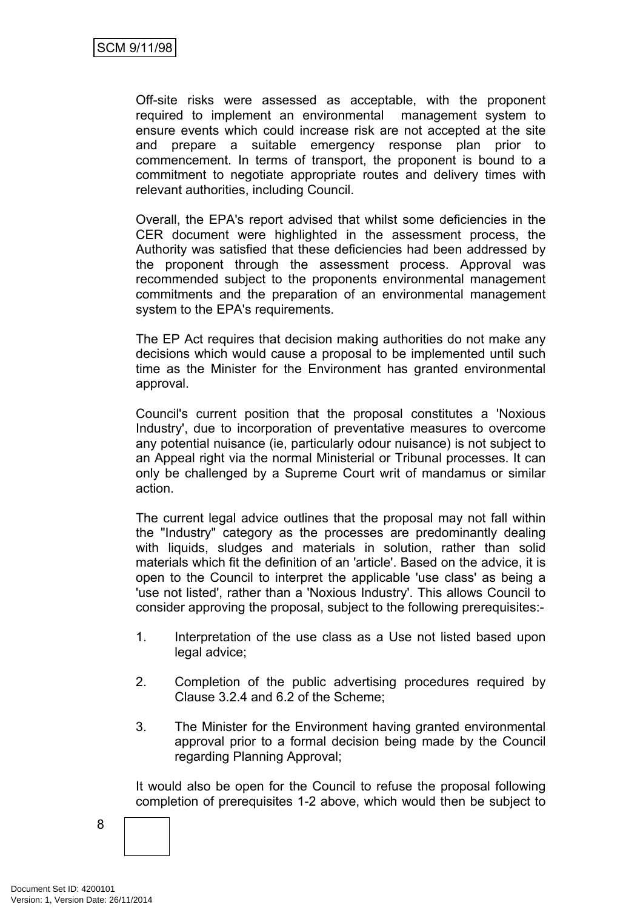Off-site risks were assessed as acceptable, with the proponent required to implement an environmental management system to ensure events which could increase risk are not accepted at the site and prepare a suitable emergency response plan prior to commencement. In terms of transport, the proponent is bound to a commitment to negotiate appropriate routes and delivery times with relevant authorities, including Council.

Overall, the EPA's report advised that whilst some deficiencies in the CER document were highlighted in the assessment process, the Authority was satisfied that these deficiencies had been addressed by the proponent through the assessment process. Approval was recommended subject to the proponents environmental management commitments and the preparation of an environmental management system to the EPA's requirements.

The EP Act requires that decision making authorities do not make any decisions which would cause a proposal to be implemented until such time as the Minister for the Environment has granted environmental approval.

Council's current position that the proposal constitutes a 'Noxious Industry', due to incorporation of preventative measures to overcome any potential nuisance (ie, particularly odour nuisance) is not subject to an Appeal right via the normal Ministerial or Tribunal processes. It can only be challenged by a Supreme Court writ of mandamus or similar action.

The current legal advice outlines that the proposal may not fall within the "Industry" category as the processes are predominantly dealing with liquids, sludges and materials in solution, rather than solid materials which fit the definition of an 'article'. Based on the advice, it is open to the Council to interpret the applicable 'use class' as being a 'use not listed', rather than a 'Noxious Industry'. This allows Council to consider approving the proposal, subject to the following prerequisites:-

1. Interpretation of the use class as a Use not listed based upon legal advice;

2. Completion of the public advertising procedures required by Clause 3.2.4 and 6.2 of the Scheme;

3. The Minister for the Environment having granted environmental approval prior to a formal decision being made by the Council regarding Planning Approval;

It would also be open for the Council to refuse the proposal following completion of prerequisites 1-2 above, which would then be subject to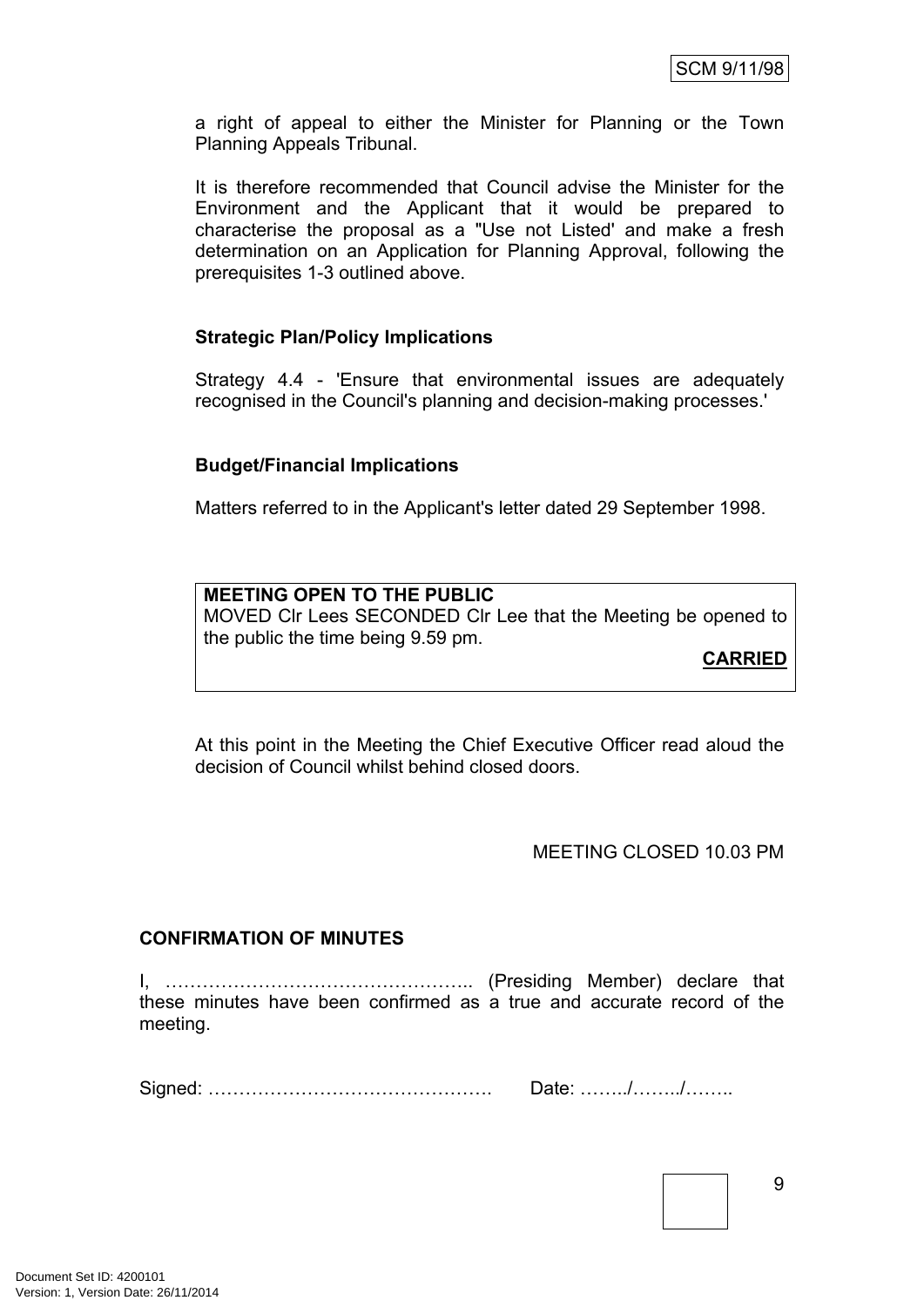a right of appeal to either the Minister for Planning or the Town Planning Appeals Tribunal.

It is therefore recommended that Council advise the Minister for the Environment and the Applicant that it would be prepared to characterise the proposal as a "Use not Listed' and make a fresh determination on an Application for Planning Approval, following the prerequisites 1-3 outlined above.

### Strategic Plan/Policy Implications

Strategy 4.4 - 'Ensure that environmental issues are adequately recognised in the Council's planning and decision-making processes.'

### Budget/Financial Implications

Matters referred to in the Applicant's letter dated 29 September 1998.

**MEETING OPEN TO THE PUBLIC**
MOVED Clr Lees SECONDED Clr Lee that the Meeting be opened to the public the time being 9.59 pm.

**CARRIED**

At this point in the Meeting the Chief Executive Officer read aloud the decision of Council whilst behind closed doors.

MEETING CLOSED 10.03 PM

## CONFIRMATION OF MINUTES

I, ………………………………………….. (Presiding Member) declare that these minutes have been confirmed as a true and accurate record of the meeting.

Signed: ………………………………………. Date: ……../……../……..

Document Set ID: 4200101
Version: 1, Version Date: 26/11/2014